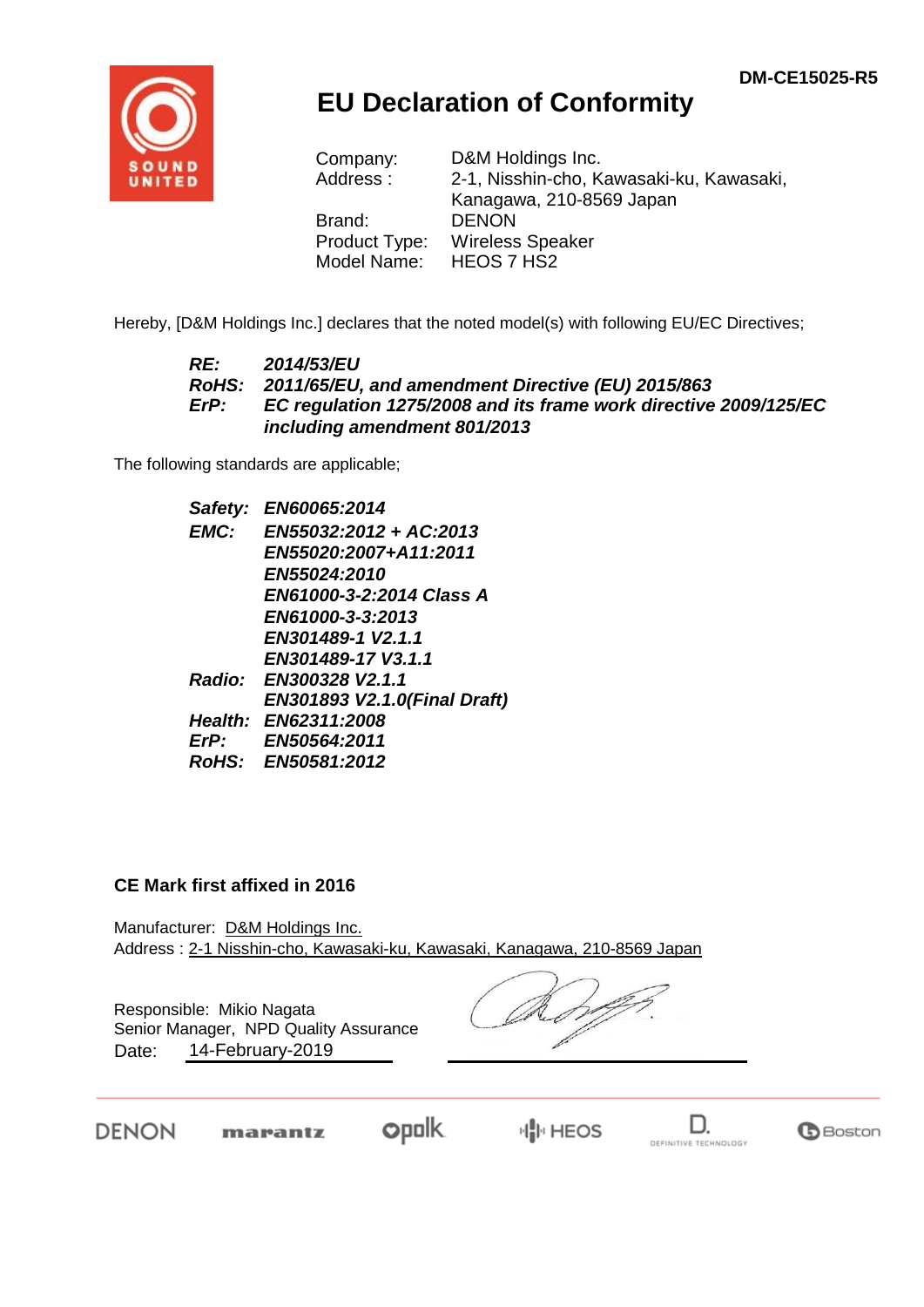DM-CE15025-R5

# EU Declaration of Conformity

Company: D&M Holdings Inc.
Address : 2-1, Nisshin-cho, Kawasaki-ku, Kawasaki, Kanagawa, 210-8569 Japan
Brand: DENON
Product Type: Wireless Speaker
Model Name: HEOS 7 HS2

Hereby, [D&M Holdings Inc.] declares that the noted model(s) with following EU/EC Directives;

***RE:*** ***2014/53/EU***
***RoHS:*** ***2011/65/EU, and amendment Directive (EU) 2015/863***
***ErP:*** ***EC regulation 1275/2008 and its frame work directive 2009/125/EC including amendment 801/2013***

The following standards are applicable;

***Safety:*** ***EN60065:2014***
***EMC:*** ***EN55032:2012 + AC:2013***
***EN55020:2007+A11:2011***
***EN55024:2010***
***EN61000-3-2:2014 Class A***
***EN61000-3-3:2013***
***EN301489-1 V2.1.1***
***EN301489-17 V3.1.1***
***Radio:*** ***EN300328 V2.1.1***
***EN301893 V2.1.0(Final Draft)***
***Health:*** ***EN62311:2008***
***ErP:*** ***EN50564:2011***
***RoHS:*** ***EN50581:2012***

**CE Mark first affixed in 2016**

Manufacturer: D&M Holdings Inc.
Address : 2-1 Nisshin-cho, Kawasaki-ku, Kawasaki, Kanagawa, 210-8569 Japan

Responsible: Mikio Nagata
Senior Manager, NPD Quality Assurance
Date: 14-February-2019

DENON marantz polk HEOS DEFINITIVE TECHNOLOGY Boston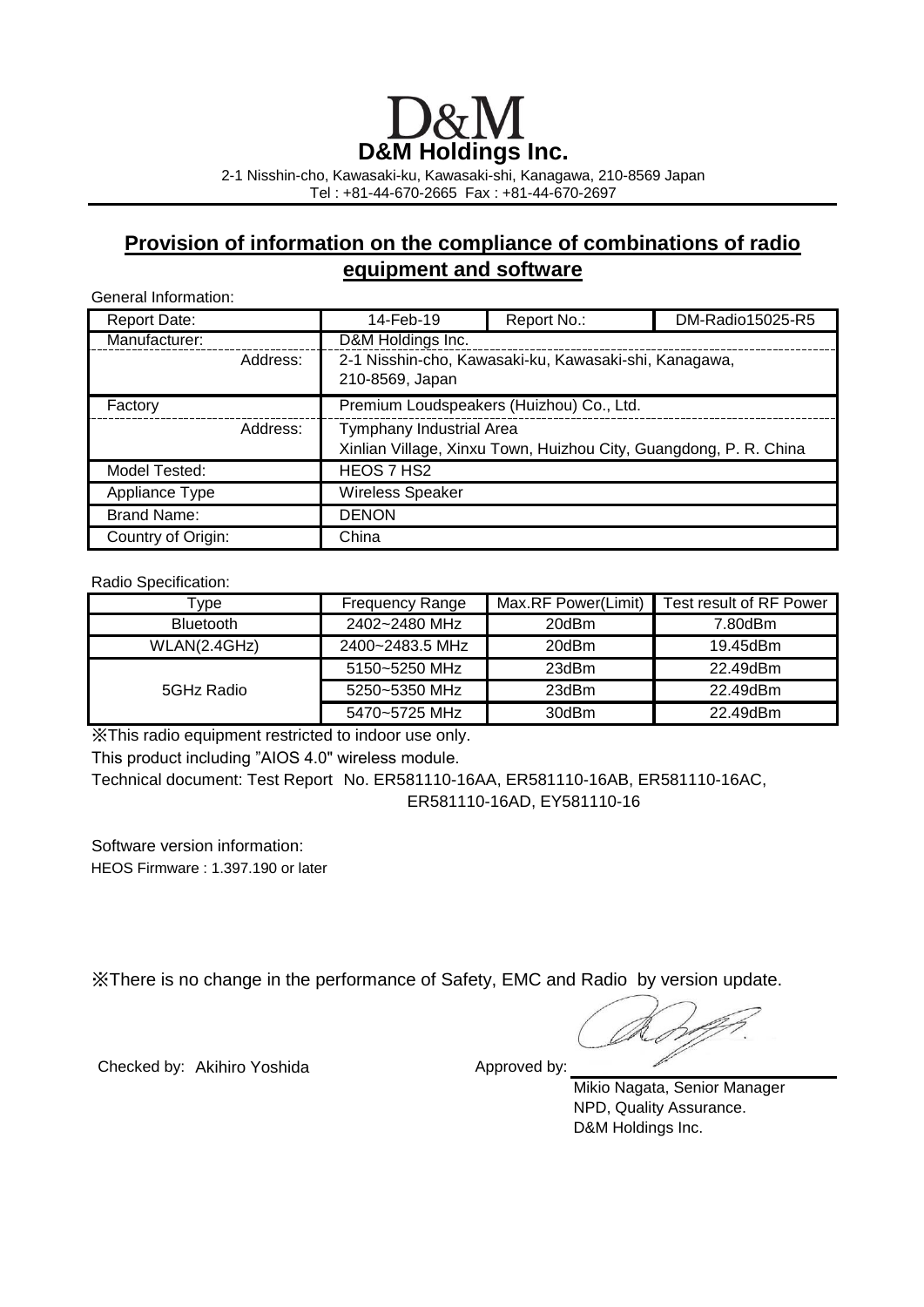# D&M
**D&M Holdings Inc.**

2-1 Nisshin-cho, Kawasaki-ku, Kawasaki-shi, Kanagawa, 210-8569 Japan
Tel : +81-44-670-2665 Fax : +81-44-670-2697

## Provision of information on the compliance of combinations of radio equipment and software

General Information:

| | | | |
|---|---|---|---|
| Report Date: | 14-Feb-19 | Report No.: | DM-Radio15025-R5 |
| Manufacturer: | D&M Holdings Inc. | | |
| Address: | 2-1 Nisshin-cho, Kawasaki-ku, Kawasaki-shi, Kanagawa, 210-8569, Japan | | |
| Factory | Premium Loudspeakers (Huizhou) Co., Ltd. | | |
| Address: | Tymphany Industrial Area<br>Xinlian Village, Xinxu Town, Huizhou City, Guangdong, P. R. China | | |
| Model Tested: | HEOS 7 HS2 | | |
| Appliance Type | Wireless Speaker | | |
| Brand Name: | DENON | | |
| Country of Origin: | China | | |

Radio Specification:

| Type | Frequency Range | Max.RF Power(Limit) | Test result of RF Power |
|---|---|---|---|
| Bluetooth | 2402~2480 MHz | 20dBm | 7.80dBm |
| WLAN(2.4GHz) | 2400~2483.5 MHz | 20dBm | 19.45dBm |
| 5GHz Radio | 5150~5250 MHz | 23dBm | 22.49dBm |
| | 5250~5350 MHz | 23dBm | 22.49dBm |
| | 5470~5725 MHz | 30dBm | 22.49dBm |

※This radio equipment restricted to indoor use only.

This product including "AIOS 4.0" wireless module.

Technical document: Test Report No. ER581110-16AA, ER581110-16AB, ER581110-16AC, ER581110-16AD, EY581110-16

Software version information:
HEOS Firmware : 1.397.190 or later

※There is no change in the performance of Safety, EMC and Radio by version update.

Checked by: Akihiro Yoshida

Approved by:

Mikio Nagata, Senior Manager
NPD, Quality Assurance.
D&M Holdings Inc.